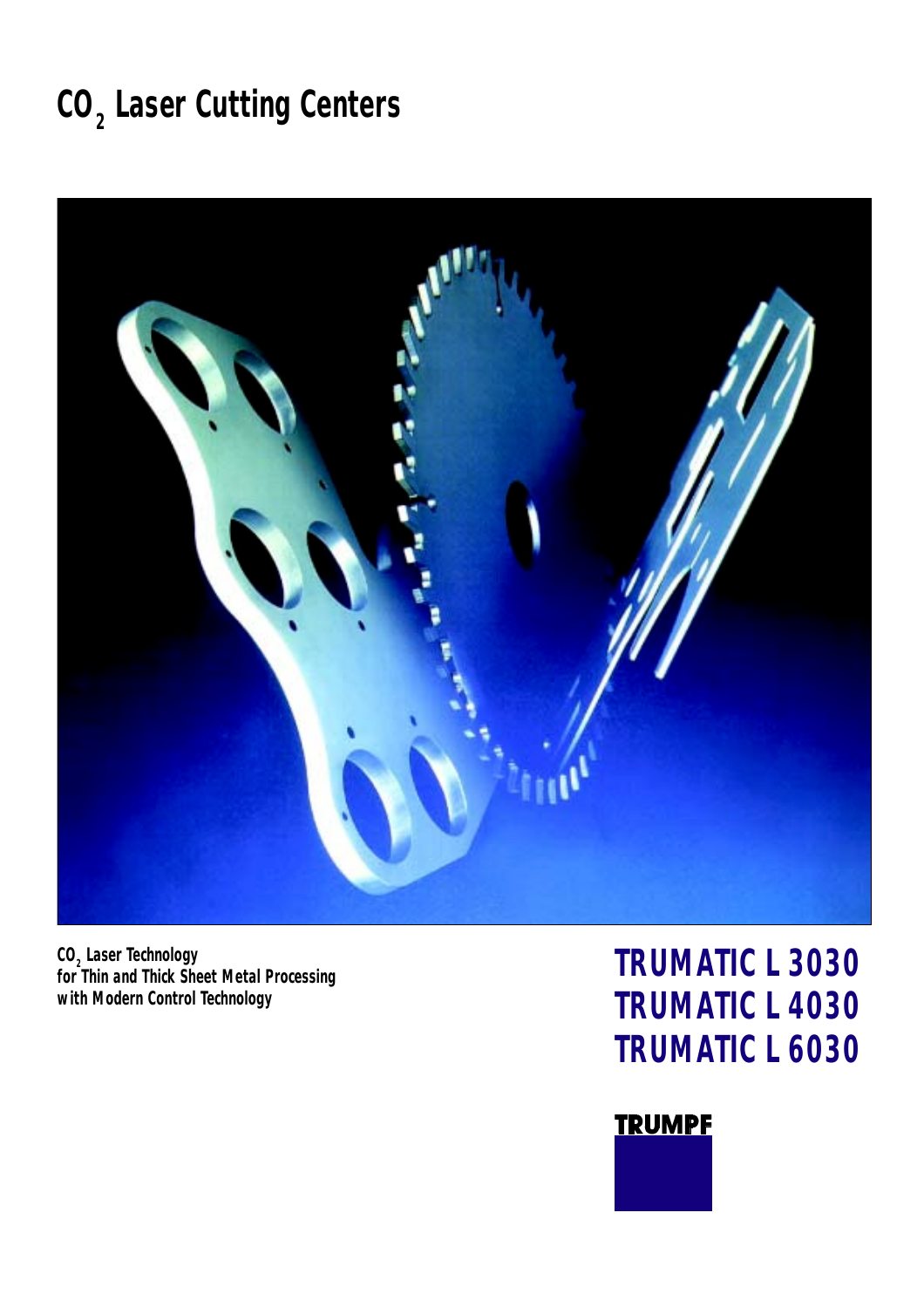# $CO_2$ Laser Cutting Centers

**$CO_2$ Laser Technology**
**for Thin and Thick Sheet Metal Processing**
**with Modern Control Technology**

## TRUMATIC L 3030
## TRUMATIC L 4030
## TRUMATIC L 6030

**TRUMPF**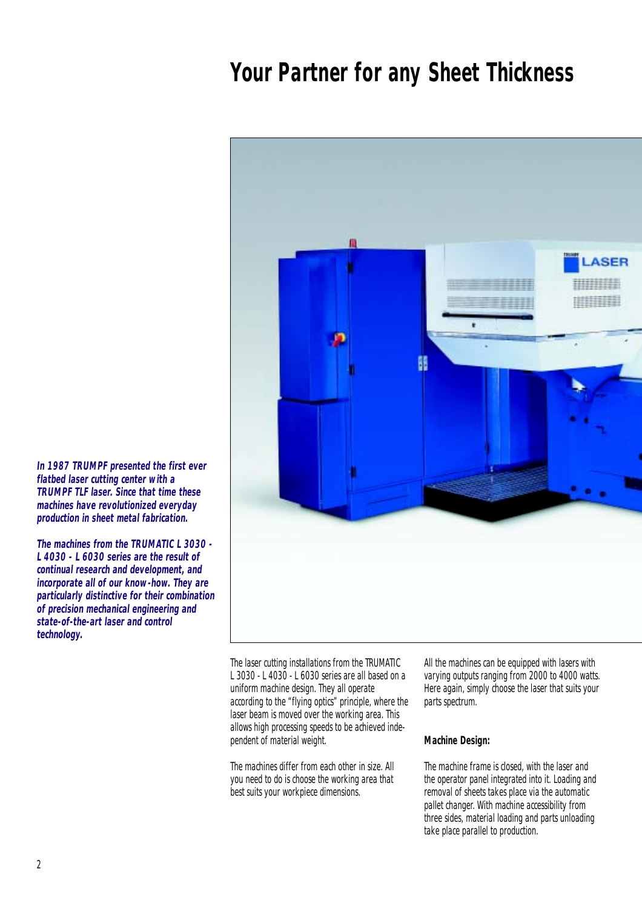# Your Partner for any Sheet Thickness

***In 1987 TRUMPF presented the first ever flatbed laser cutting center with a TRUMPF TLF laser. Since that time these machines have revolutionized everyday production in sheet metal fabrication.***

***The machines from the TRUMATIC L 3030 - L 4030 - L 6030 series are the result of continual research and development, and incorporate all of our know-how. They are particularly distinctive for their combination of precision mechanical engineering and state-of-the-art laser and control technology.***

The laser cutting installations from the TRUMATIC L 3030 - L 4030 - L 6030 series are all based on a uniform machine design. They all operate according to the "flying optics" principle, where the laser beam is moved over the working area. This allows high processing speeds to be achieved independent of material weight.

The machines differ from each other in size. All you need to do is choose the working area that best suits your workpiece dimensions.

All the machines can be equipped with lasers with varying outputs ranging from 2000 to 4000 watts. Here again, simply choose the laser that suits your parts spectrum.

**Machine Design:**

The machine frame is closed, with the laser and the operator panel integrated into it. Loading and removal of sheets takes place via the automatic pallet changer. With machine accessibility from three sides, material loading and parts unloading take place parallel to production.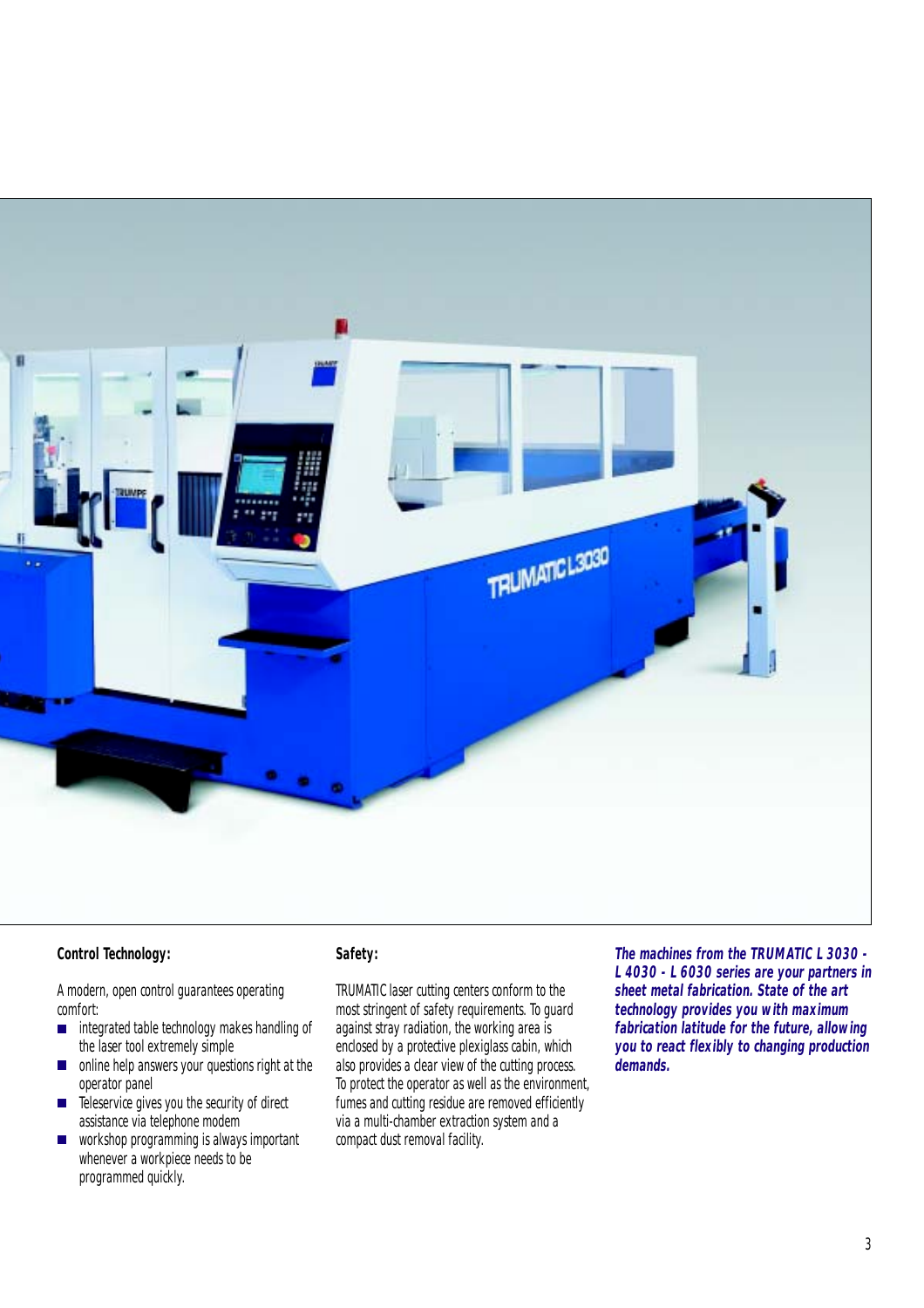**Control Technology:**

A modern, open control guarantees operating comfort:

- integrated table technology makes handling of the laser tool extremely simple
- online help answers your questions right at the operator panel
- Teleservice gives you the security of direct assistance via telephone modem
- workshop programming is always important whenever a workpiece needs to be programmed quickly.

**Safety:**

TRUMATIC laser cutting centers conform to the most stringent of safety requirements. To guard against stray radiation, the working area is enclosed by a protective plexiglass cabin, which also provides a clear view of the cutting process. To protect the operator as well as the environment, fumes and cutting residue are removed efficiently via a multi-chamber extraction system and a compact dust removal facility.

***The machines from the TRUMATIC L 3030 - L 4030 - L 6030 series are your partners in sheet metal fabrication. State of the art technology provides you with maximum fabrication latitude for the future, allowing you to react flexibly to changing production demands.***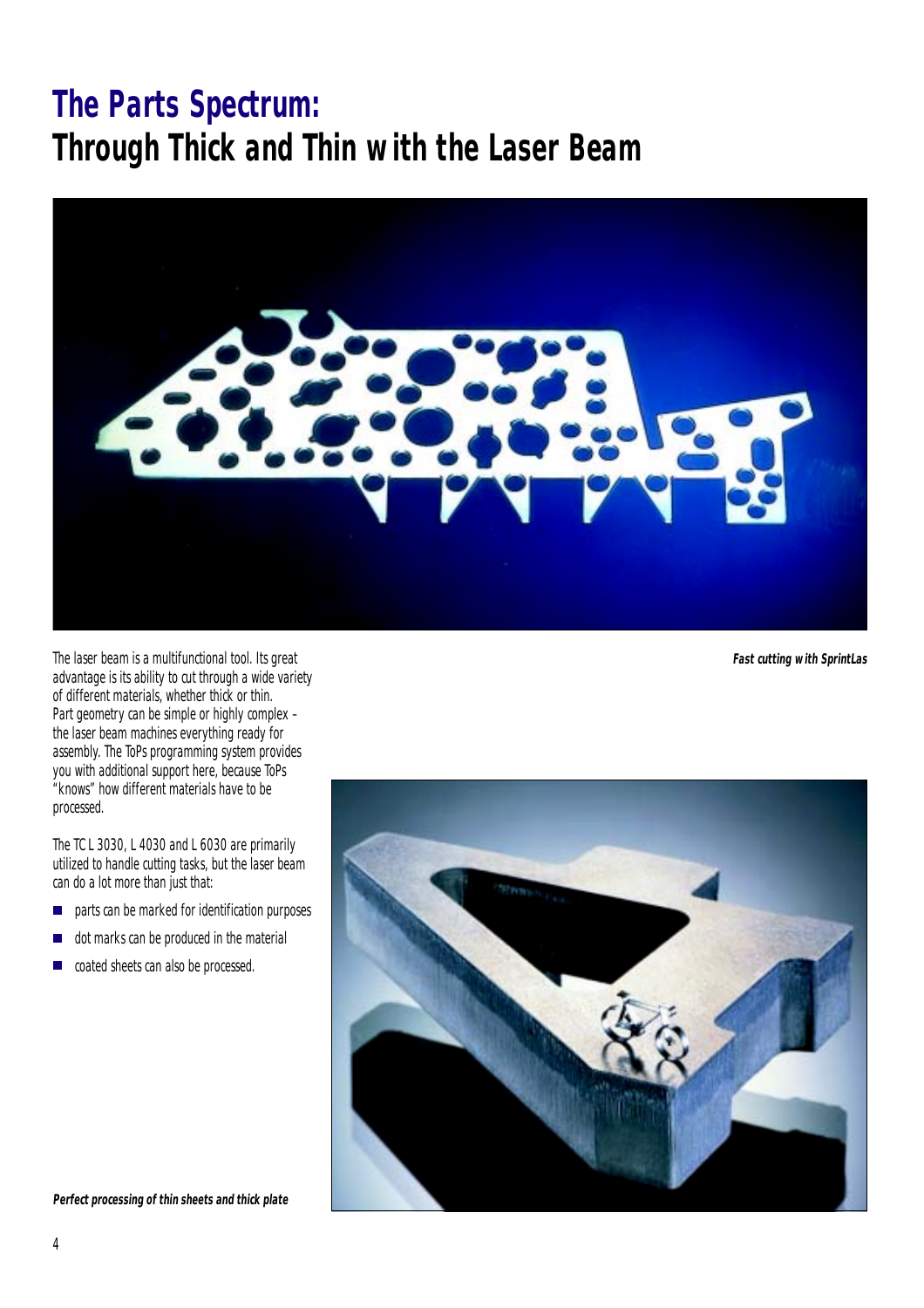# The Parts Spectrum:
## Through Thick and Thin with the Laser Beam

***Fast cutting with SprintLas***

The laser beam is a multifunctional tool. Its great advantage is its ability to cut through a wide variety of different materials, whether thick or thin. Part geometry can be simple or highly complex – the laser beam machines everything ready for assembly. The ToPs programming system provides you with additional support here, because ToPs "knows" how different materials have to be processed.

The TC L 3030, L 4030 and L 6030 are primarily utilized to handle cutting tasks, but the laser beam can do a lot more than just that:

- parts can be marked for identification purposes
- dot marks can be produced in the material
- coated sheets can also be processed.

***Perfect processing of thin sheets and thick plate***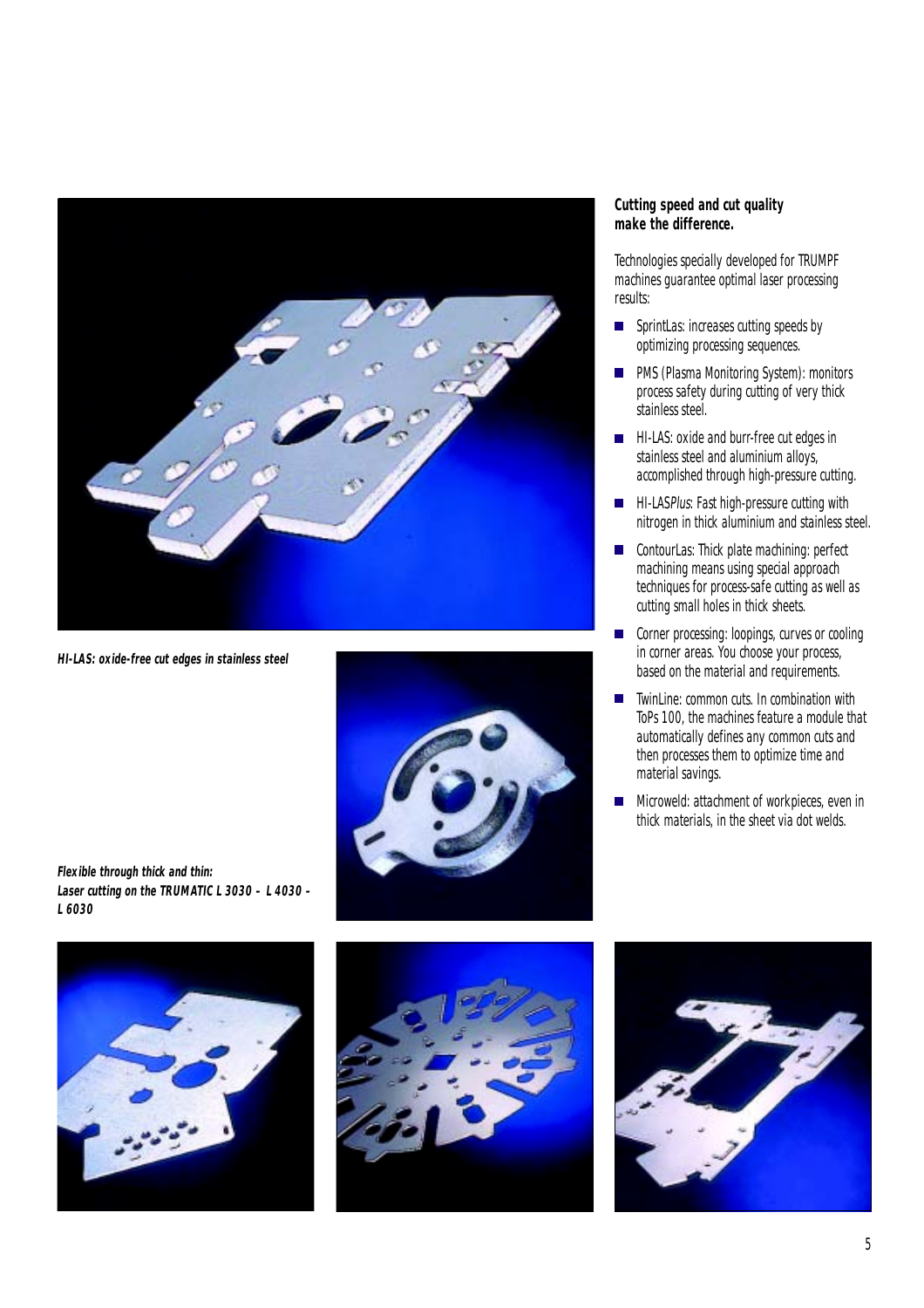HI-LAS: oxide-free cut edges in stainless steel

Flexible through thick and thin:
Laser cutting on the TRUMATIC L 3030 – L 4030 – L 6030

**Cutting speed and cut quality make the difference.**

Technologies specially developed for TRUMPF machines guarantee optimal laser processing results:

- SprintLas: increases cutting speeds by optimizing processing sequences.
- PMS (Plasma Monitoring System): monitors process safety during cutting of very thick stainless steel.
- HI-LAS: oxide and burr-free cut edges in stainless steel and aluminium alloys, accomplished through high-pressure cutting.
- HI-LAS*Plus*: Fast high-pressure cutting with nitrogen in thick aluminium and stainless steel.
- ContourLas: Thick plate machining: perfect machining means using special approach techniques for process-safe cutting as well as cutting small holes in thick sheets.
- Corner processing: loopings, curves or cooling in corner areas. You choose your process, based on the material and requirements.
- TwinLine: common cuts. In combination with ToPs 100, the machines feature a module that automatically defines any common cuts and then processes them to optimize time and material savings.
- Microweld: attachment of workpieces, even in thick materials, in the sheet via dot welds.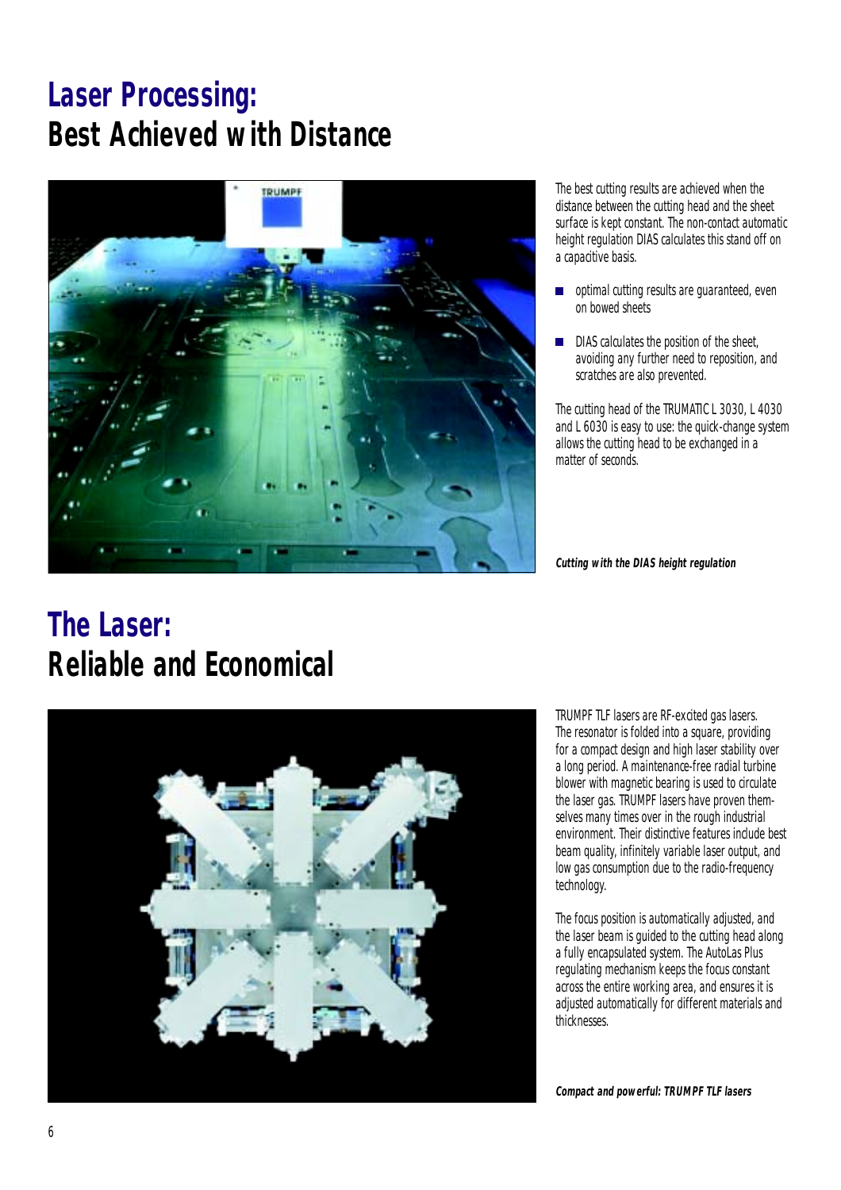# Laser Processing: Best Achieved with Distance

The best cutting results are achieved when the distance between the cutting head and the sheet surface is kept constant. The non-contact automatic height regulation DIAS calculates this stand off on a capacitive basis.

- optimal cutting results are guaranteed, even on bowed sheets
- DIAS calculates the position of the sheet, avoiding any further need to reposition, and scratches are also prevented.

The cutting head of the TRUMATIC L 3030, L 4030 and L 6030 is easy to use: the quick-change system allows the cutting head to be exchanged in a matter of seconds.

***Cutting with the DIAS height regulation***

# The Laser: Reliable and Economical

TRUMPF TLF lasers are RF-excited gas lasers. The resonator is folded into a square, providing for a compact design and high laser stability over a long period. A maintenance-free radial turbine blower with magnetic bearing is used to circulate the laser gas. TRUMPF lasers have proven themselves many times over in the rough industrial environment. Their distinctive features include best beam quality, infinitely variable laser output, and low gas consumption due to the radio-frequency technology.

The focus position is automatically adjusted, and the laser beam is guided to the cutting head along a fully encapsulated system. The AutoLas Plus regulating mechanism keeps the focus constant across the entire working area, and ensures it is adjusted automatically for different materials and thicknesses.

***Compact and powerful: TRUMPF TLF lasers***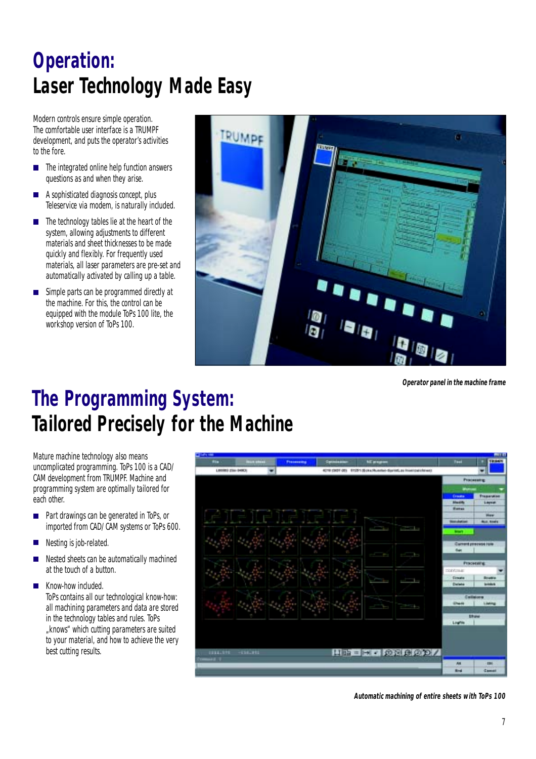# Operation:
# Laser Technology Made Easy

Modern controls ensure simple operation. The comfortable user interface is a TRUMPF development, and puts the operator's activities to the fore.

- The integrated online help function answers questions as and when they arise.
- A sophisticated diagnosis concept, plus Teleservice via modem, is naturally included.
- The technology tables lie at the heart of the system, allowing adjustments to different materials and sheet thicknesses to be made quickly and flexibly. For frequently used materials, all laser parameters are pre-set and automatically activated by calling up a table.
- Simple parts can be programmed directly at the machine. For this, the control can be equipped with the module ToPs 100 lite, the workshop version of ToPs 100.

***Operator panel in the machine frame***

# The Programming System:
# Tailored Precisely for the Machine

Mature machine technology also means uncomplicated programming. ToPs 100 is a CAD/CAM development from TRUMPF. Machine and programming system are optimally tailored for each other.

- Part drawings can be generated in ToPs, or imported from CAD/CAM systems or ToPs 600.
- Nesting is job-related.
- Nested sheets can be automatically machined at the touch of a button.
- Know-how included.
  ToPs contains all our technological know-how: all machining parameters and data are stored in the technology tables and rules. ToPs „knows" which cutting parameters are suited to your material, and how to achieve the very best cutting results.

***Automatic machining of entire sheets with ToPs 100***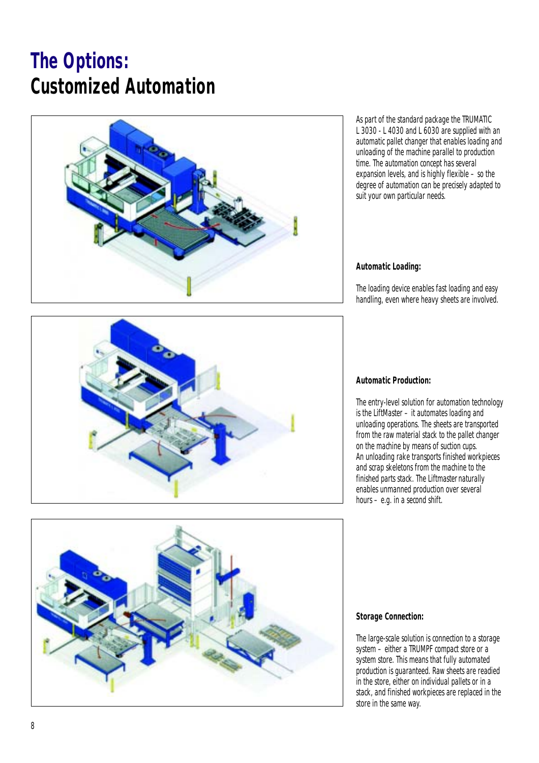# The Options: Customized Automation

As part of the standard package the TRUMATIC L 3030 - L 4030 and L 6030 are supplied with an automatic pallet changer that enables loading and unloading of the machine parallel to production time. The automation concept has several expansion levels, and is highly flexible – so the degree of automation can be precisely adapted to suit your own particular needs.

**Automatic Loading:**

The loading device enables fast loading and easy handling, even where heavy sheets are involved.

**Automatic Production:**

The entry-level solution for automation technology is the LiftMaster – it automates loading and unloading operations. The sheets are transported from the raw material stack to the pallet changer on the machine by means of suction cups. An unloading rake transports finished workpieces and scrap skeletons from the machine to the finished parts stack. The Liftmaster naturally enables unmanned production over several hours – e.g. in a second shift.

**Storage Connection:**

The large-scale solution is connection to a storage system – either a TRUMPF compact store or a system store. This means that fully automated production is guaranteed. Raw sheets are readied in the store, either on individual pallets or in a stack, and finished workpieces are replaced in the store in the same way.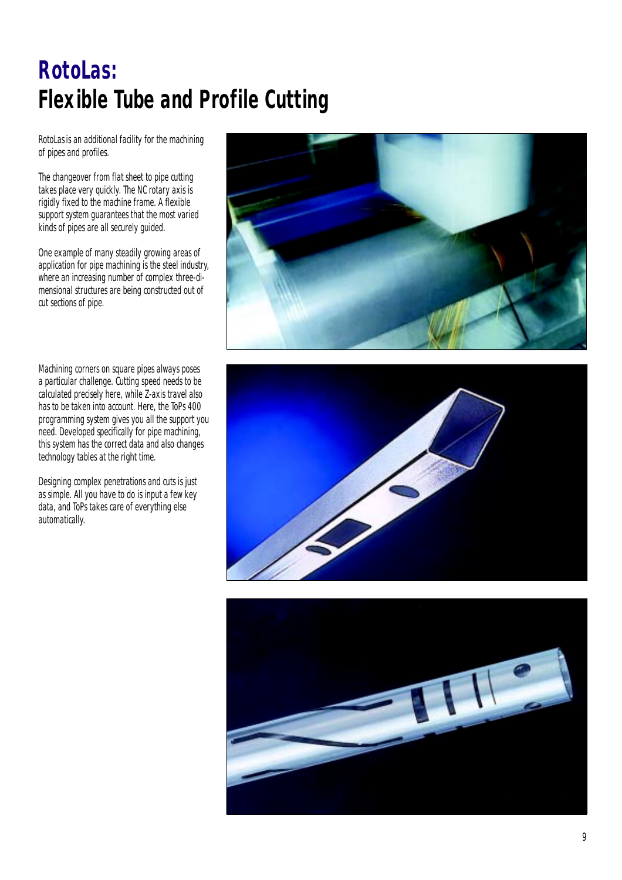# RotoLas:
# Flexible Tube and Profile Cutting

RotoLas is an additional facility for the machining of pipes and profiles.

The changeover from flat sheet to pipe cutting takes place very quickly. The NC rotary axis is rigidly fixed to the machine frame. A flexible support system guarantees that the most varied kinds of pipes are all securely guided.

One example of many steadily growing areas of application for pipe machining is the steel industry, where an increasing number of complex three-dimensional structures are being constructed out of cut sections of pipe.

Machining corners on square pipes always poses a particular challenge. Cutting speed needs to be calculated precisely here, while Z-axis travel also has to be taken into account. Here, the ToPs 400 programming system gives you all the support you need. Developed specifically for pipe machining, this system has the correct data and also changes technology tables at the right time.

Designing complex penetrations and cuts is just as simple. All you have to do is input a few key data, and ToPs takes care of everything else automatically.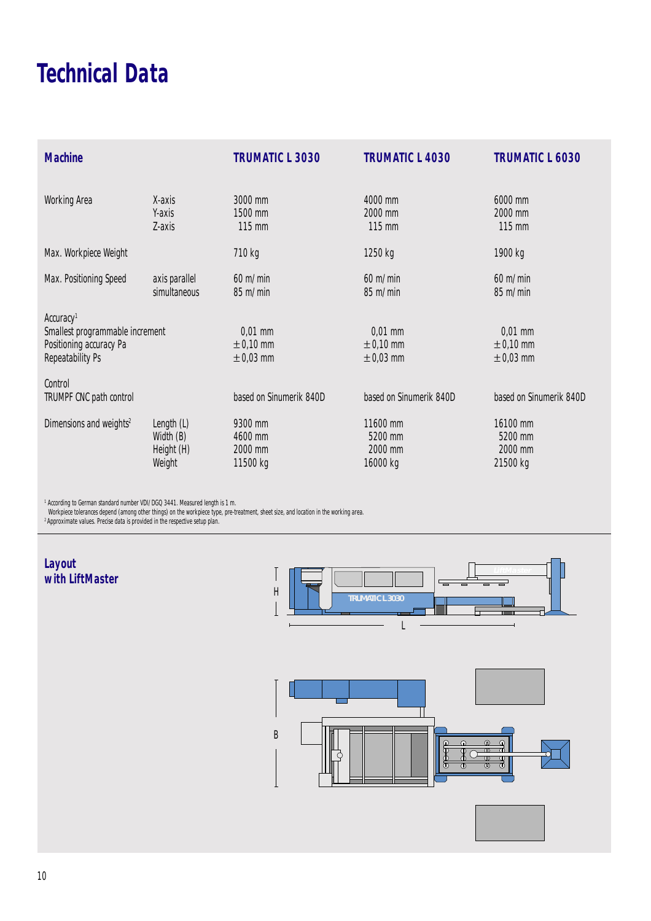# Technical Data

| Machine | | TRUMATIC L 3030 | TRUMATIC L 4030 | TRUMATIC L 6030 |
|---|---|---|---|---|
| Working Area | X-axis | 3000 mm | 4000 mm | 6000 mm |
| | Y-axis | 1500 mm | 2000 mm | 2000 mm |
| | Z-axis | 115 mm | 115 mm | 115 mm |
| Max. Workpiece Weight | | 710 kg | 1250 kg | 1900 kg |
| Max. Positioning Speed | axis parallel | 60 m/min | 60 m/min | 60 m/min |
| | simultaneous | 85 m/min | 85 m/min | 85 m/min |
| Accuracy[1] | | | | |
| Smallest programmable increment | | 0,01 mm | 0,01 mm | 0,01 mm |
| Positioning accuracy Pa | | ±0,10 mm | ±0,10 mm | ±0,10 mm |
| Repeatability Ps | | ±0,03 mm | ±0,03 mm | ±0,03 mm |
| Control | | | | |
| TRUMPF CNC path control | | based on Sinumerik 840D | based on Sinumerik 840D | based on Sinumerik 840D |
| Dimensions and weights[2] | Length (L) | 9300 mm | 11600 mm | 16100 mm |
| | Width (B) | 4600 mm | 5200 mm | 5200 mm |
| | Height (H) | 2000 mm | 2000 mm | 2000 mm |
| | Weight | 11500 kg | 16000 kg | 21500 kg |

[1] According to German standard number VDI/DGQ 3441. Measured length is 1 m.
Workpiece tolerances depend (among other things) on the workpiece type, pre-treatment, sheet size, and location in the working area.
[2] Approximate values. Precise data is provided in the respective setup plan.

## Layout with LiftMaster

H

TRUMATIC L 3030

LiftMaster

L

B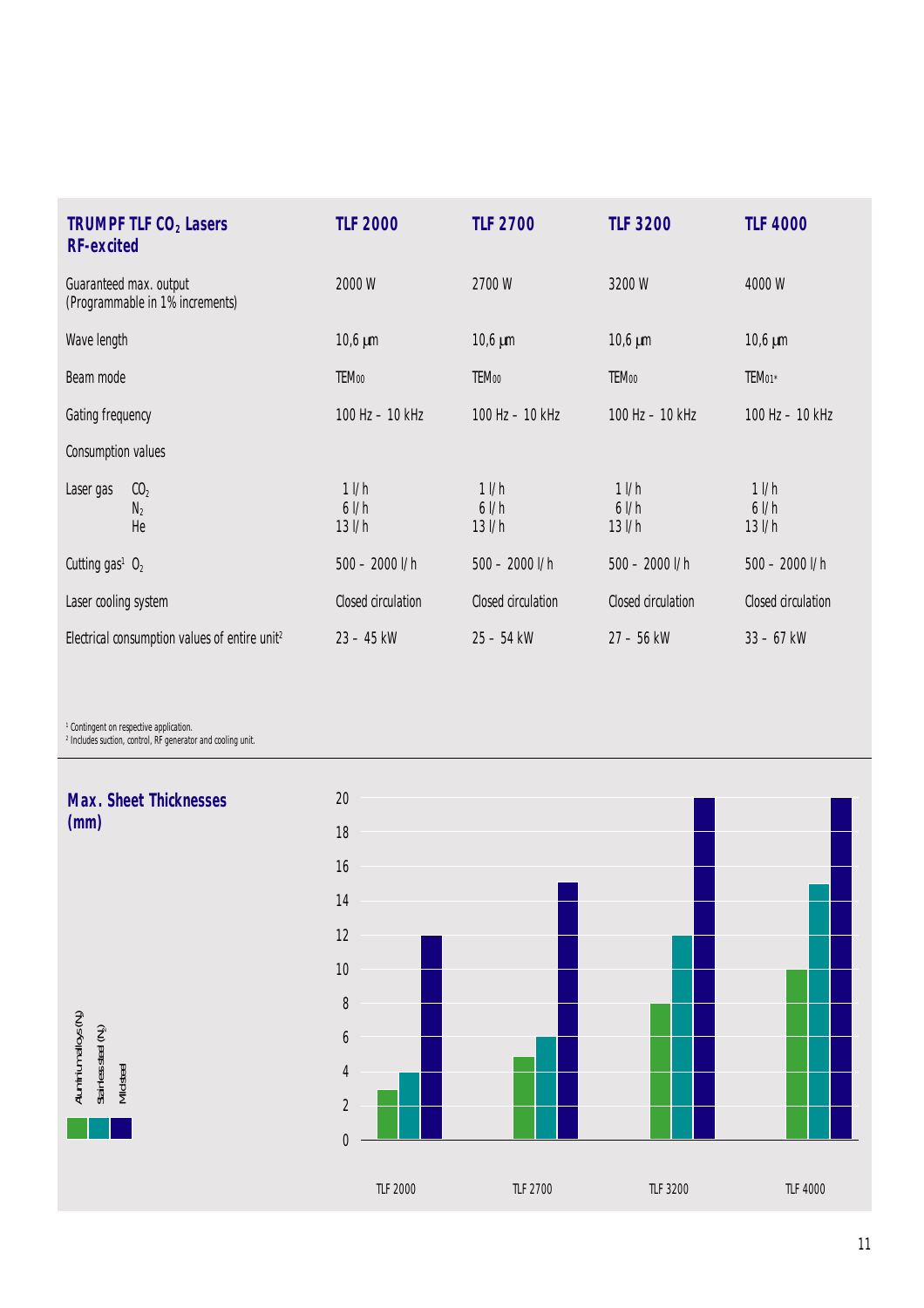| TRUMPF TLF $CO_2$ Lasers RF-excited | TLF 2000 | TLF 2700 | TLF 3200 | TLF 4000 |
|---|---|---|---|---|
| Guaranteed max. output (Programmable in 1% increments) | 2000 W | 2700 W | 3200 W | 4000 W |
| Wave length | 10,6 µm | 10,6 µm | 10,6 µm | 10,6 µm |
| Beam mode | $TEM_{00}$ | $TEM_{00}$ | $TEM_{00}$ | $TEM_{01*}$ |
| Gating frequency | 100 Hz – 10 kHz | 100 Hz – 10 kHz | 100 Hz – 10 kHz | 100 Hz – 10 kHz |
| Consumption values | | | | |
| Laser gas $CO_2$ / $N_2$ / He | 1 l/h / 6 l/h / 13 l/h | 1 l/h / 6 l/h / 13 l/h | 1 l/h / 6 l/h / 13 l/h | 1 l/h / 6 l/h / 13 l/h |
| Cutting gas[1] $O_2$ | 500 – 2000 l/h | 500 – 2000 l/h | 500 – 2000 l/h | 500 – 2000 l/h |
| Laser cooling system | Closed circulation | Closed circulation | Closed circulation | Closed circulation |
| Electrical consumption values of entire unit[2] | 23 – 45 kW | 25 – 54 kW | 27 – 56 kW | 33 – 67 kW |

[1] Contingent on respective application.
[2] Includes suction, control, RF generator and cooling unit.

## Max. Sheet Thicknesses (mm)

| | TLF 2000 | TLF 2700 | TLF 3200 | TLF 4000 |
|---|---|---|---|---|
| Aluminium alloys ($N_2$) | 3 | 5 | 8 | 10 |
| Stainless steel ($N_2$) | 4 | 6 | 12 | 15 |
| Mild steel | 12 | 15 | 20 | 20 |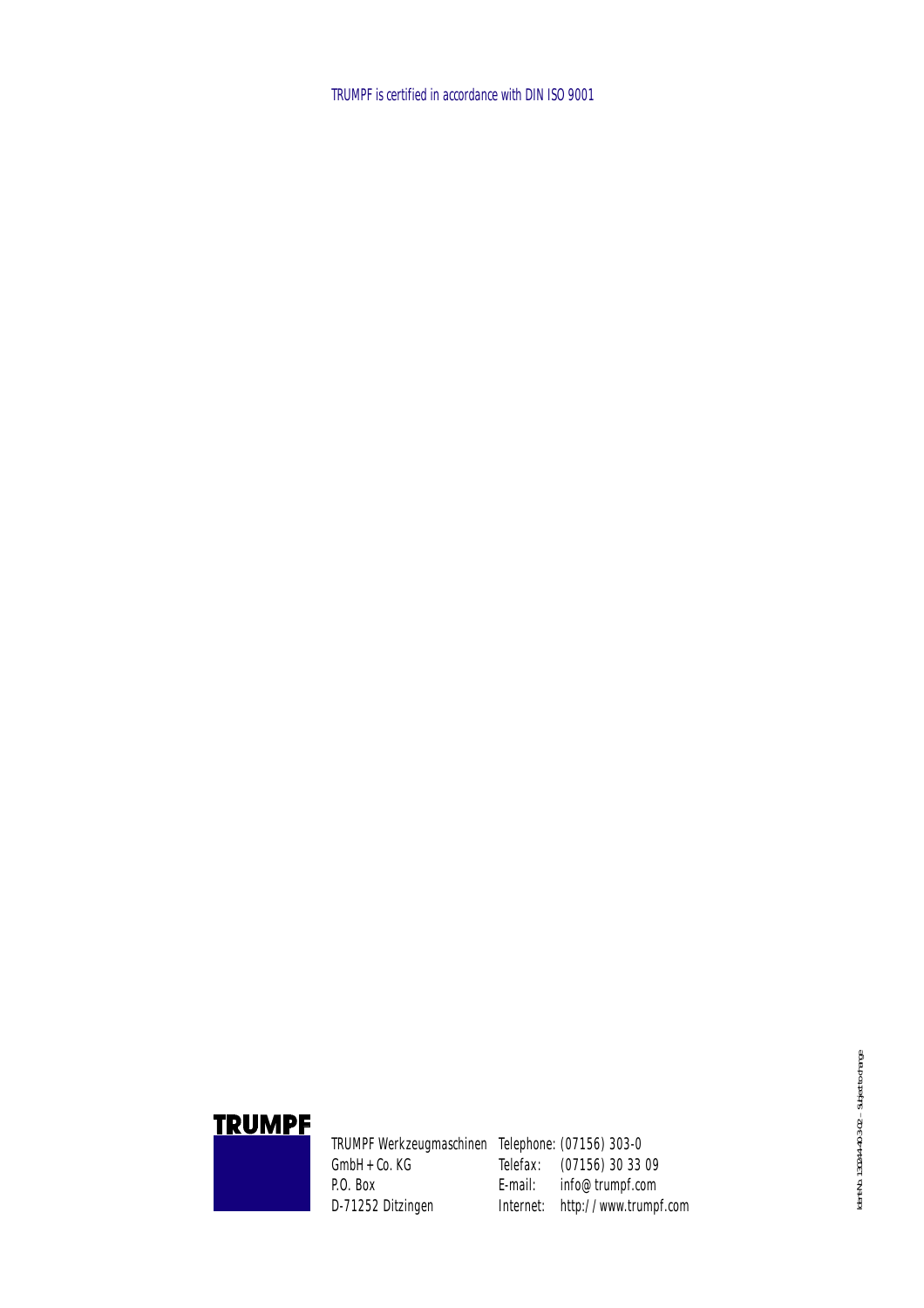*TRUMPF is certified in accordance with DIN ISO 9001*

TRUMPF

| | |
|---|---|
| TRUMPF Werkzeugmaschinen | Telephone: (07156) 303-0 |
| GmbH + Co. KG | Telefax: (07156) 30 33 09 |
| P.O. Box | E-mail: info@trumpf.com |
| D-71252 Ditzingen | Internet: http://www.trumpf.com |

Ident-No. 1302444-00-3-02 – Subject to change